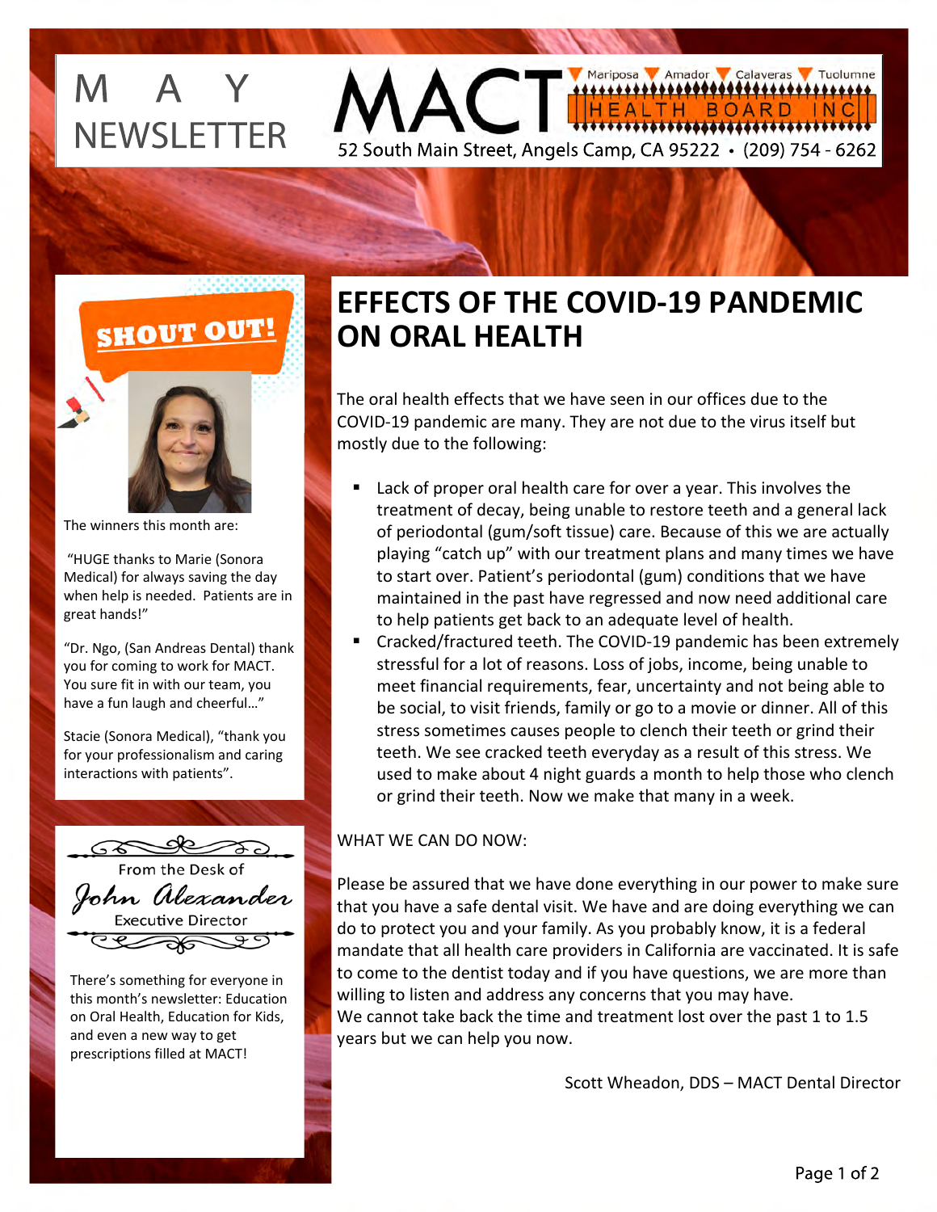# MAY NEWSLETTER

**MACT** Mariposa · Amador · Calaveras · Tuolumne — HEALTH BOARD INC

52 South Main Street, Angels Camp, CA 95222 • (209) 754 - 6262

## SHOUT OUT!

The winners this month are:

"HUGE thanks to Marie (Sonora Medical) for always saving the day when help is needed. Patients are in great hands!"

"Dr. Ngo, (San Andreas Dental) thank you for coming to work for MACT. You sure fit in with our team, you have a fun laugh and cheerful…"

Stacie (Sonora Medical), "thank you for your professionalism and caring interactions with patients".

From the Desk of
*John Alexander*
Executive Director

There's something for everyone in this month's newsletter: Education on Oral Health, Education for Kids, and even a new way to get prescriptions filled at MACT!

# EFFECTS OF THE COVID-19 PANDEMIC ON ORAL HEALTH

The oral health effects that we have seen in our offices due to the COVID-19 pandemic are many. They are not due to the virus itself but mostly due to the following:

- Lack of proper oral health care for over a year. This involves the treatment of decay, being unable to restore teeth and a general lack of periodontal (gum/soft tissue) care. Because of this we are actually playing "catch up" with our treatment plans and many times we have to start over. Patient's periodontal (gum) conditions that we have maintained in the past have regressed and now need additional care to help patients get back to an adequate level of health.
- Cracked/fractured teeth. The COVID-19 pandemic has been extremely stressful for a lot of reasons. Loss of jobs, income, being unable to meet financial requirements, fear, uncertainty and not being able to be social, to visit friends, family or go to a movie or dinner. All of this stress sometimes causes people to clench their teeth or grind their teeth. We see cracked teeth everyday as a result of this stress. We used to make about 4 night guards a month to help those who clench or grind their teeth. Now we make that many in a week.

WHAT WE CAN DO NOW:

Please be assured that we have done everything in our power to make sure that you have a safe dental visit. We have and are doing everything we can do to protect you and your family. As you probably know, it is a federal mandate that all health care providers in California are vaccinated. It is safe to come to the dentist today and if you have questions, we are more than willing to listen and address any concerns that you may have.
We cannot take back the time and treatment lost over the past 1 to 1.5 years but we can help you now.

Scott Wheadon, DDS – MACT Dental Director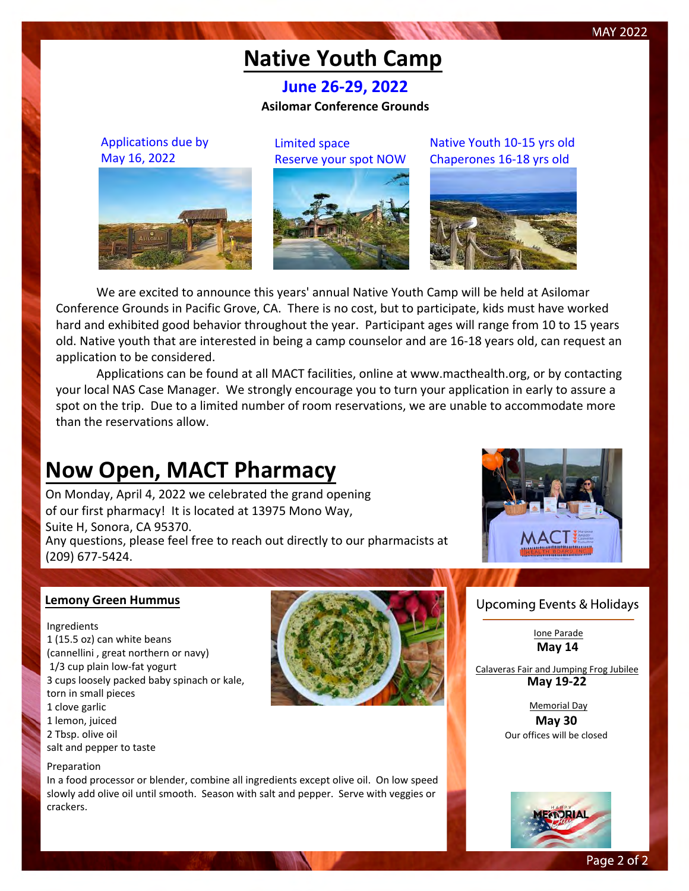# Native Youth Camp

## June 26-29, 2022

**Asilomar Conference Grounds**

Applications due by May 16, 2022

Limited space
Reserve your spot NOW

Native Youth 10-15 yrs old
Chaperones 16-18 yrs old

We are excited to announce this years' annual Native Youth Camp will be held at Asilomar Conference Grounds in Pacific Grove, CA. There is no cost, but to participate, kids must have worked hard and exhibited good behavior throughout the year. Participant ages will range from 10 to 15 years old. Native youth that are interested in being a camp counselor and are 16-18 years old, can request an application to be considered.

Applications can be found at all MACT facilities, online at www.macthealth.org, or by contacting your local NAS Case Manager. We strongly encourage you to turn your application in early to assure a spot on the trip. Due to a limited number of room reservations, we are unable to accommodate more than the reservations allow.

# Now Open, MACT Pharmacy

On Monday, April 4, 2022 we celebrated the grand opening of our first pharmacy! It is located at 13975 Mono Way, Suite H, Sonora, CA 95370.
Any questions, please feel free to reach out directly to our pharmacists at (209) 677-5424.

### Lemony Green Hummus

Ingredients
- 1 (15.5 oz) can white beans (cannellini , great northern or navy)
- 1/3 cup plain low-fat yogurt
- 3 cups loosely packed baby spinach or kale, torn in small pieces
- 1 clove garlic
- 1 lemon, juiced
- 2 Tbsp. olive oil
- salt and pepper to taste

Preparation
In a food processor or blender, combine all ingredients except olive oil. On low speed slowly add olive oil until smooth. Season with salt and pepper. Serve with veggies or crackers.

### Upcoming Events & Holidays

Ione Parade
**May 14**

Calaveras Fair and Jumping Frog Jubilee
**May 19-22**

Memorial Day
**May 30**
Our offices will be closed